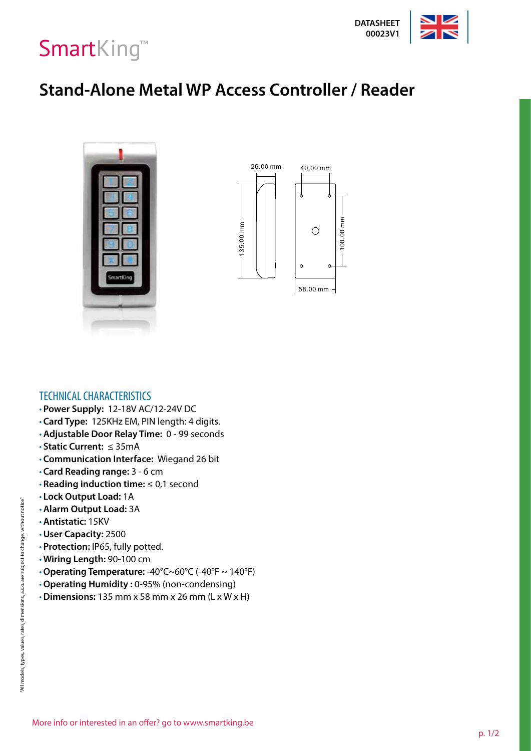SmartKing™

DATASHEET
00023V1

# Stand-Alone Metal WP Access Controller / Reader

## TECHNICAL CHARACTERISTICS

- **Power Supply:** 12-18V AC/12-24V DC
- **Card Type:** 125KHz EM, PIN length: 4 digits.
- **Adjustable Door Relay Time:** 0 - 99 seconds
- **Static Current:** ≤ 35mA
- **Communication Interface:** Wiegand 26 bit
- **Card Reading range:** 3 - 6 cm
- **Reading induction time:** ≤ 0,1 second
- **Lock Output Load:** 1A
- **Alarm Output Load:** 3A
- **Antistatic:** 15KV
- **User Capacity:** 2500
- **Protection:** IP65, fully potted.
- **Wiring Length:** 90-100 cm
- **Operating Temperature:** -40°C~60°C (-40°F ~ 140°F)
- **Operating Humidity :** 0-95% (non-condensing)
- **Dimensions:** 135 mm x 58 mm x 26 mm (L x W x H)

"All models, types, values, rates, dimensions, a.s.o. are subject to change, without notice"

More info or interested in an offer? go to www.smartking.be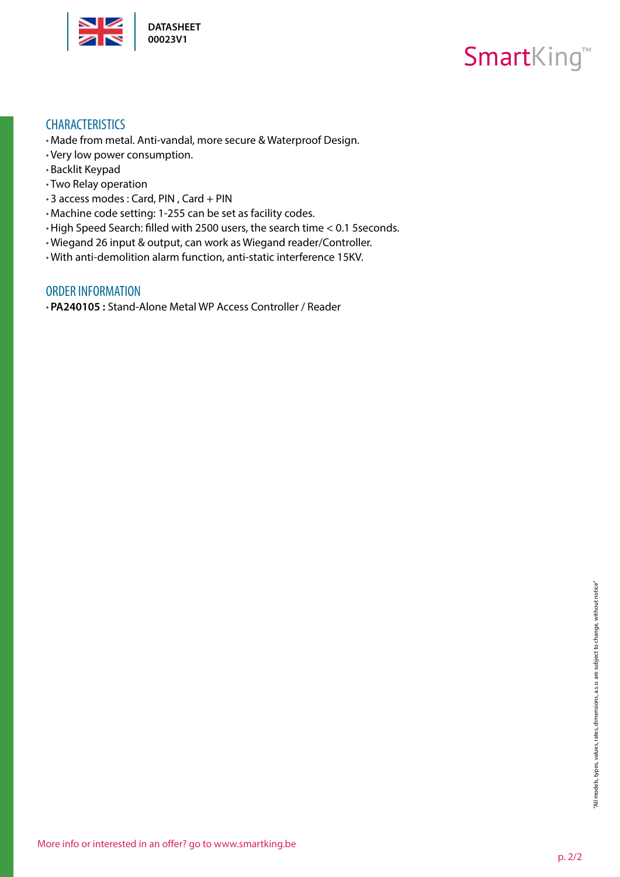## CHARACTERISTICS

- Made from metal. Anti-vandal, more secure & Waterproof Design.
- Very low power consumption.
- Backlit Keypad
- Two Relay operation
- 3 access modes : Card, PIN , Card + PIN
- Machine code setting: 1-255 can be set as facility codes.
- High Speed Search: filled with 2500 users, the search time < 0.1 5seconds.
- Wiegand 26 input & output, can work as Wiegand reader/Controller.
- With anti-demolition alarm function, anti-static interference 15KV.

## ORDER INFORMATION

- **PA240105 :** Stand-Alone Metal WP Access Controller / Reader

"All models, types, values, rates, dimensions, a.s.o. are subject to change, without notice"

More info or interested in an offer? go to www.smartking.be